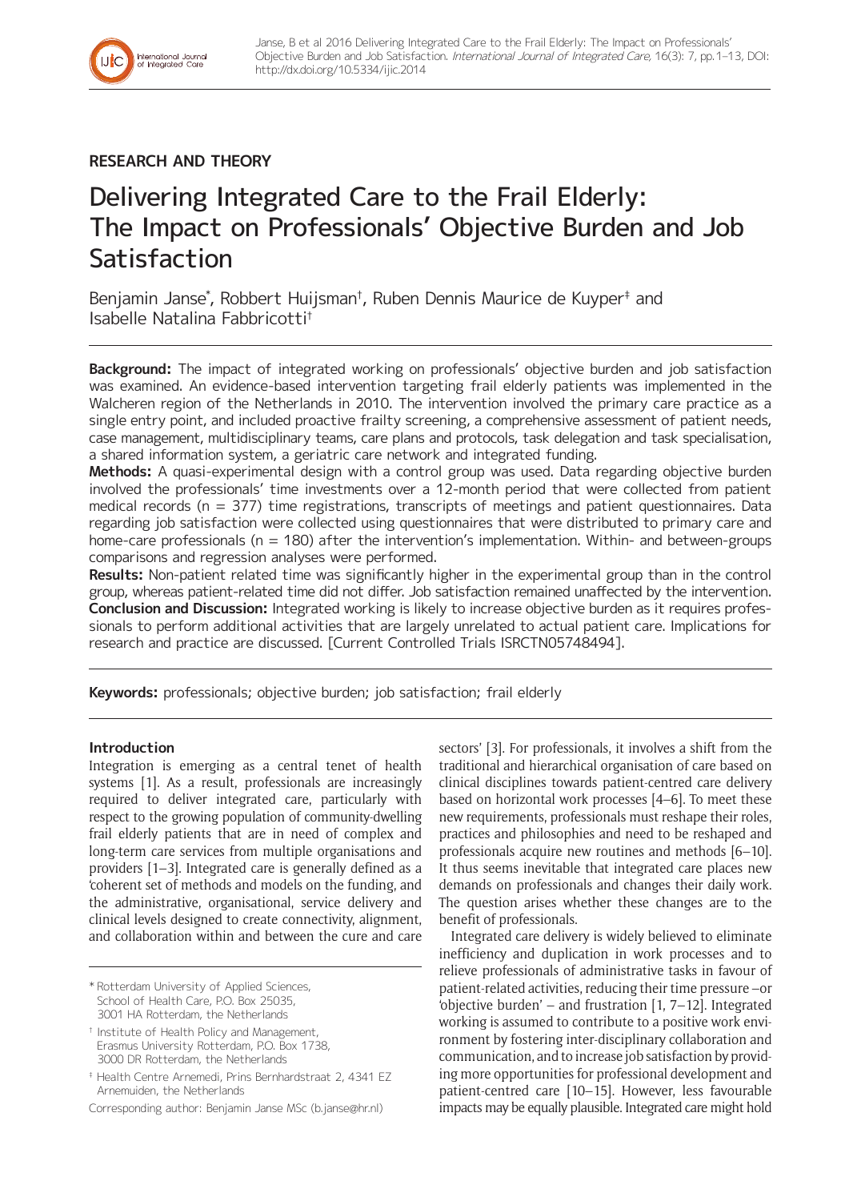RESEARCH AND THEORY

# Delivering Integrated Care to the Frail Elderly: The Impact on Professionals' Objective Burden and Job Satisfaction

Benjamin Janse*, Robbert Huijsman†, Ruben Dennis Maurice de Kuyper‡ and Isabelle Natalina Fabbricotti†

**Background:** The impact of integrated working on professionals' objective burden and job satisfaction was examined. An evidence-based intervention targeting frail elderly patients was implemented in the Walcheren region of the Netherlands in 2010. The intervention involved the primary care practice as a single entry point, and included proactive frailty screening, a comprehensive assessment of patient needs, case management, multidisciplinary teams, care plans and protocols, task delegation and task specialisation, a shared information system, a geriatric care network and integrated funding.

**Methods:** A quasi-experimental design with a control group was used. Data regarding objective burden involved the professionals' time investments over a 12-month period that were collected from patient medical records (n = 377) time registrations, transcripts of meetings and patient questionnaires. Data regarding job satisfaction were collected using questionnaires that were distributed to primary care and home-care professionals (n = 180) after the intervention's implementation. Within- and between-groups comparisons and regression analyses were performed.

**Results:** Non-patient related time was significantly higher in the experimental group than in the control group, whereas patient-related time did not differ. Job satisfaction remained unaffected by the intervention.

**Conclusion and Discussion:** Integrated working is likely to increase objective burden as it requires professionals to perform additional activities that are largely unrelated to actual patient care. Implications for research and practice are discussed. [Current Controlled Trials ISRCTN05748494].

**Keywords:** professionals; objective burden; job satisfaction; frail elderly

## Introduction

Integration is emerging as a central tenet of health systems [1]. As a result, professionals are increasingly required to deliver integrated care, particularly with respect to the growing population of community-dwelling frail elderly patients that are in need of complex and long-term care services from multiple organisations and providers [1–3]. Integrated care is generally defined as a 'coherent set of methods and models on the funding, and the administrative, organisational, service delivery and clinical levels designed to create connectivity, alignment, and collaboration within and between the cure and care sectors' [3]. For professionals, it involves a shift from the traditional and hierarchical organisation of care based on clinical disciplines towards patient-centred care delivery based on horizontal work processes [4–6]. To meet these new requirements, professionals must reshape their roles, practices and philosophies and need to be reshaped and professionals acquire new routines and methods [6–10]. It thus seems inevitable that integrated care places new demands on professionals and changes their daily work. The question arises whether these changes are to the benefit of professionals.

Integrated care delivery is widely believed to eliminate inefficiency and duplication in work processes and to relieve professionals of administrative tasks in favour of patient-related activities, reducing their time pressure –or 'objective burden' – and frustration [1, 7–12]. Integrated working is assumed to contribute to a positive work environment by fostering inter-disciplinary collaboration and communication, and to increase job satisfaction by providing more opportunities for professional development and patient-centred care [10–15]. However, less favourable impacts may be equally plausible. Integrated care might hold

\* Rotterdam University of Applied Sciences, School of Health Care, P.O. Box 25035, 3001 HA Rotterdam, the Netherlands

† Institute of Health Policy and Management, Erasmus University Rotterdam, P.O. Box 1738, 3000 DR Rotterdam, the Netherlands

‡ Health Centre Arnemedi, Prins Bernhardstraat 2, 4341 EZ Arnemuiden, the Netherlands

Corresponding author: Benjamin Janse MSc (b.janse@hr.nl)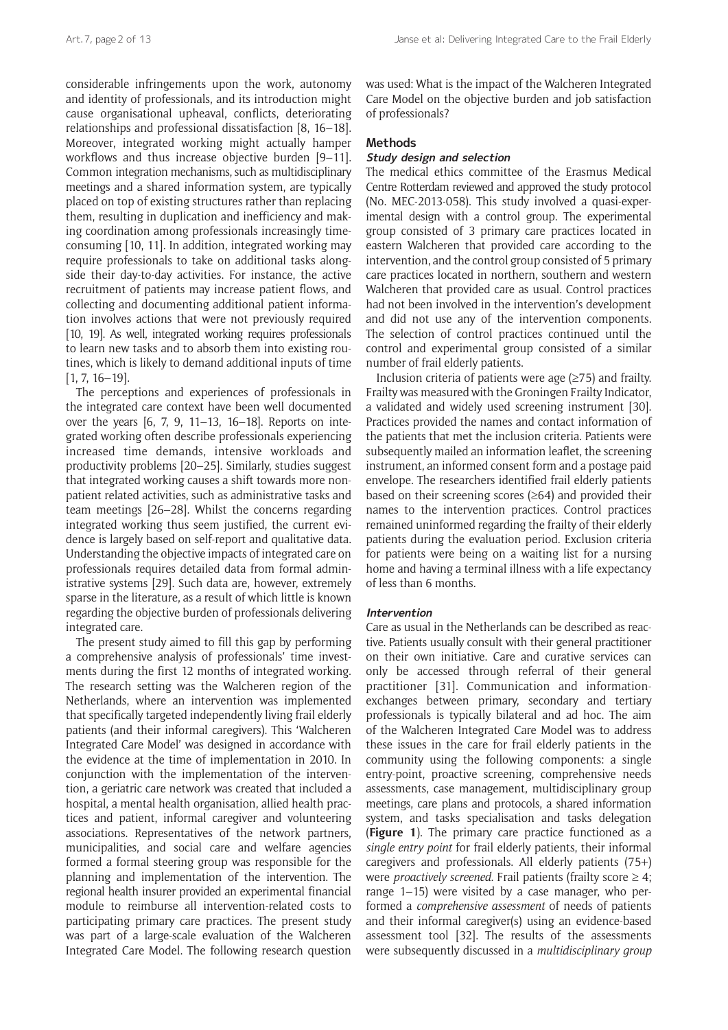considerable infringements upon the work, autonomy and identity of professionals, and its introduction might cause organisational upheaval, conflicts, deteriorating relationships and professional dissatisfaction [8, 16–18]. Moreover, integrated working might actually hamper workflows and thus increase objective burden [9–11]. Common integration mechanisms, such as multidisciplinary meetings and a shared information system, are typically placed on top of existing structures rather than replacing them, resulting in duplication and inefficiency and making coordination among professionals increasingly time-consuming [10, 11]. In addition, integrated working may require professionals to take on additional tasks alongside their day-to-day activities. For instance, the active recruitment of patients may increase patient flows, and collecting and documenting additional patient information involves actions that were not previously required [10, 19]. As well, integrated working requires professionals to learn new tasks and to absorb them into existing routines, which is likely to demand additional inputs of time [1, 7, 16–19].

The perceptions and experiences of professionals in the integrated care context have been well documented over the years [6, 7, 9, 11–13, 16–18]. Reports on integrated working often describe professionals experiencing increased time demands, intensive workloads and productivity problems [20–25]. Similarly, studies suggest that integrated working causes a shift towards more non-patient related activities, such as administrative tasks and team meetings [26–28]. Whilst the concerns regarding integrated working thus seem justified, the current evidence is largely based on self-report and qualitative data. Understanding the objective impacts of integrated care on professionals requires detailed data from formal administrative systems [29]. Such data are, however, extremely sparse in the literature, as a result of which little is known regarding the objective burden of professionals delivering integrated care.

The present study aimed to fill this gap by performing a comprehensive analysis of professionals' time investments during the first 12 months of integrated working. The research setting was the Walcheren region of the Netherlands, where an intervention was implemented that specifically targeted independently living frail elderly patients (and their informal caregivers). This 'Walcheren Integrated Care Model' was designed in accordance with the evidence at the time of implementation in 2010. In conjunction with the implementation of the intervention, a geriatric care network was created that included a hospital, a mental health organisation, allied health practices and patient, informal caregiver and volunteering associations. Representatives of the network partners, municipalities, and social care and welfare agencies formed a formal steering group was responsible for the planning and implementation of the intervention. The regional health insurer provided an experimental financial module to reimburse all intervention-related costs to participating primary care practices. The present study was part of a large-scale evaluation of the Walcheren Integrated Care Model. The following research question was used: What is the impact of the Walcheren Integrated Care Model on the objective burden and job satisfaction of professionals?

## Methods

### Study design and selection

The medical ethics committee of the Erasmus Medical Centre Rotterdam reviewed and approved the study protocol (No. MEC-2013-058). This study involved a quasi-experimental design with a control group. The experimental group consisted of 3 primary care practices located in eastern Walcheren that provided care according to the intervention, and the control group consisted of 5 primary care practices located in northern, southern and western Walcheren that provided care as usual. Control practices had not been involved in the intervention's development and did not use any of the intervention components. The selection of control practices continued until the control and experimental group consisted of a similar number of frail elderly patients.

Inclusion criteria of patients were age (≥75) and frailty. Frailty was measured with the Groningen Frailty Indicator, a validated and widely used screening instrument [30]. Practices provided the names and contact information of the patients that met the inclusion criteria. Patients were subsequently mailed an information leaflet, the screening instrument, an informed consent form and a postage paid envelope. The researchers identified frail elderly patients based on their screening scores (≥64) and provided their names to the intervention practices. Control practices remained uninformed regarding the frailty of their elderly patients during the evaluation period. Exclusion criteria for patients were being on a waiting list for a nursing home and having a terminal illness with a life expectancy of less than 6 months.

### Intervention

Care as usual in the Netherlands can be described as reactive. Patients usually consult with their general practitioner on their own initiative. Care and curative services can only be accessed through referral of their general practitioner [31]. Communication and information-exchanges between primary, secondary and tertiary professionals is typically bilateral and ad hoc. The aim of the Walcheren Integrated Care Model was to address these issues in the care for frail elderly patients in the community using the following components: a single entry-point, proactive screening, comprehensive needs assessments, case management, multidisciplinary group meetings, care plans and protocols, a shared information system, and tasks specialisation and tasks delegation (**Figure 1**). The primary care practice functioned as a *single entry point* for frail elderly patients, their informal caregivers and professionals. All elderly patients (75+) were *proactively screened*. Frail patients (frailty score ≥ 4; range 1–15) were visited by a case manager, who performed a *comprehensive assessment* of needs of patients and their informal caregiver(s) using an evidence-based assessment tool [32]. The results of the assessments were subsequently discussed in a *multidisciplinary group*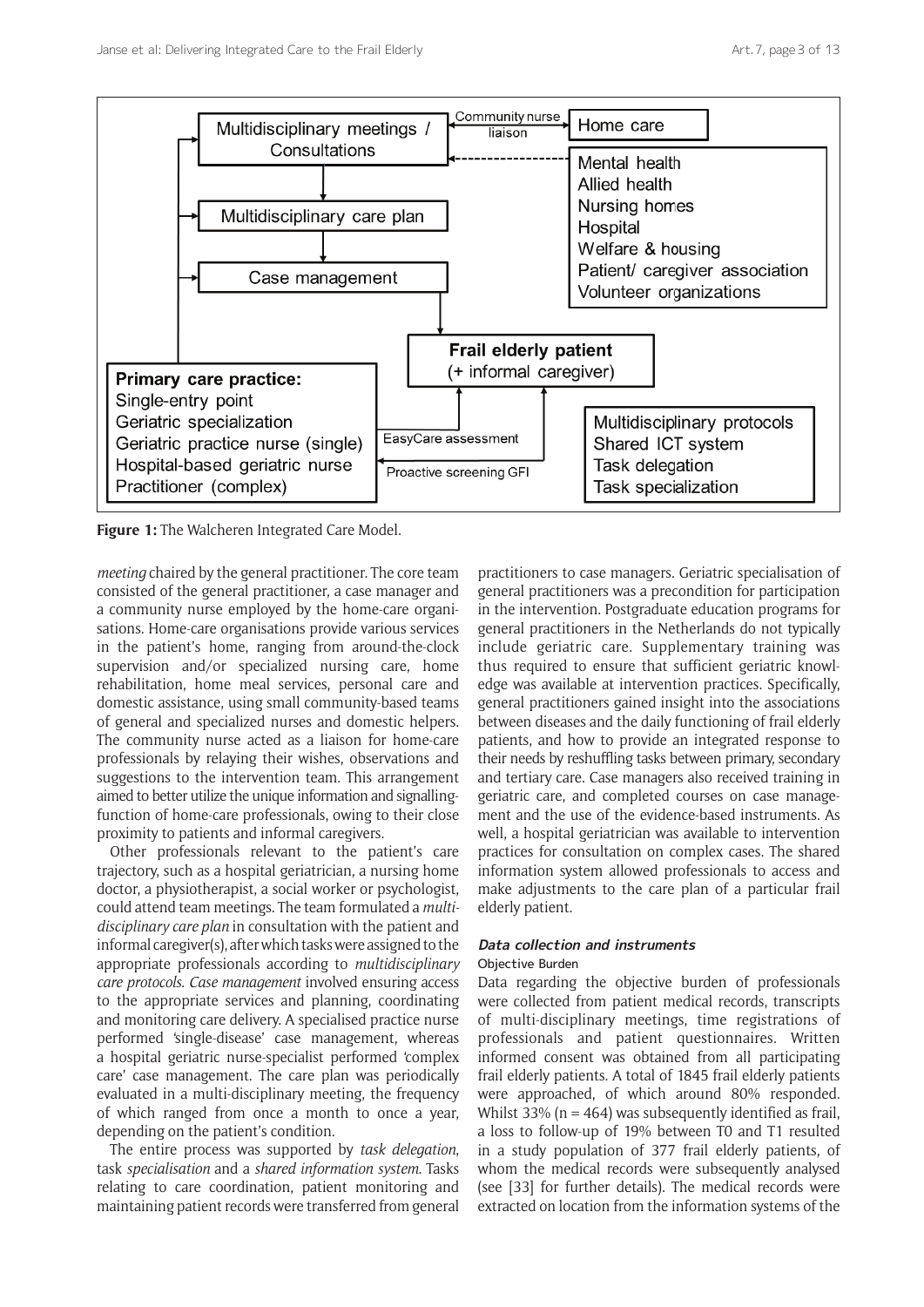Multidisciplinary meetings / Consultations

Community nurse liaison

Home care

Mental health
Allied health
Nursing homes
Hospital
Welfare & housing
Patient/ caregiver association
Volunteer organizations

Multidisciplinary care plan

Case management

**Frail elderly patient**
(+ informal caregiver)

**Primary care practice:**
Single-entry point
Geriatric specialization
Geriatric practice nurse (single)
Hospital-based geriatric nurse
Practitioner (complex)

EasyCare assessment

Proactive screening GFI

Multidisciplinary protocols
Shared ICT system
Task delegation
Task specialization

**Figure 1:** The Walcheren Integrated Care Model.

*meeting* chaired by the general practitioner. The core team consisted of the general practitioner, a case manager and a community nurse employed by the home-care organisations. Home-care organisations provide various services in the patient's home, ranging from around-the-clock supervision and/or specialized nursing care, home rehabilitation, home meal services, personal care and domestic assistance, using small community-based teams of general and specialized nurses and domestic helpers. The community nurse acted as a liaison for home-care professionals by relaying their wishes, observations and suggestions to the intervention team. This arrangement aimed to better utilize the unique information and signalling-function of home-care professionals, owing to their close proximity to patients and informal caregivers.

Other professionals relevant to the patient's care trajectory, such as a hospital geriatrician, a nursing home doctor, a physiotherapist, a social worker or psychologist, could attend team meetings. The team formulated a *multidisciplinary care plan* in consultation with the patient and informal caregiver(s), after which tasks were assigned to the appropriate professionals according to *multidisciplinary care protocols*. *Case management* involved ensuring access to the appropriate services and planning, coordinating and monitoring care delivery. A specialised practice nurse performed 'single-disease' case management, whereas a hospital geriatric nurse-specialist performed 'complex care' case management. The care plan was periodically evaluated in a multi-disciplinary meeting, the frequency of which ranged from once a month to once a year, depending on the patient's condition.

The entire process was supported by *task delegation*, task *specialisation* and a *shared information system*. Tasks relating to care coordination, patient monitoring and maintaining patient records were transferred from general practitioners to case managers. Geriatric specialisation of general practitioners was a precondition for participation in the intervention. Postgraduate education programs for general practitioners in the Netherlands do not typically include geriatric care. Supplementary training was thus required to ensure that sufficient geriatric knowledge was available at intervention practices. Specifically, general practitioners gained insight into the associations between diseases and the daily functioning of frail elderly patients, and how to provide an integrated response to their needs by reshuffling tasks between primary, secondary and tertiary care. Case managers also received training in geriatric care, and completed courses on case management and the use of the evidence-based instruments. As well, a hospital geriatrician was available to intervention practices for consultation on complex cases. The shared information system allowed professionals to access and make adjustments to the care plan of a particular frail elderly patient.

### Data collection and instruments

#### Objective Burden

Data regarding the objective burden of professionals were collected from patient medical records, transcripts of multi-disciplinary meetings, time registrations of professionals and patient questionnaires. Written informed consent was obtained from all participating frail elderly patients. A total of 1845 frail elderly patients were approached, of which around 80% responded. Whilst 33% (n = 464) was subsequently identified as frail, a loss to follow-up of 19% between T0 and T1 resulted in a study population of 377 frail elderly patients, of whom the medical records were subsequently analysed (see [33] for further details). The medical records were extracted on location from the information systems of the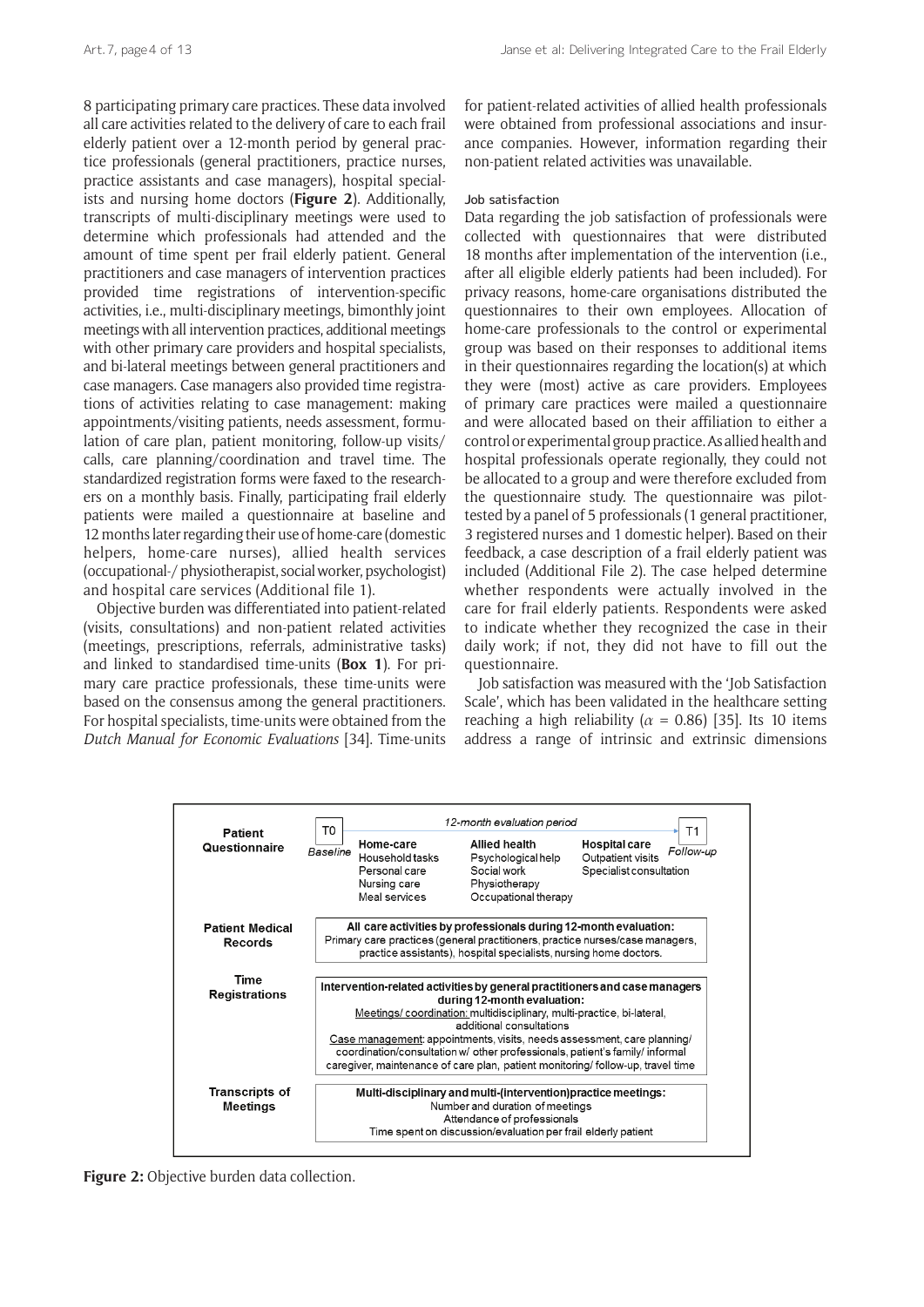8 participating primary care practices. These data involved all care activities related to the delivery of care to each frail elderly patient over a 12-month period by general practice professionals (general practitioners, practice nurses, practice assistants and case managers), hospital specialists and nursing home doctors (**Figure 2**). Additionally, transcripts of multi-disciplinary meetings were used to determine which professionals had attended and the amount of time spent per frail elderly patient. General practitioners and case managers of intervention practices provided time registrations of intervention-specific activities, i.e., multi-disciplinary meetings, bimonthly joint meetings with all intervention practices, additional meetings with other primary care providers and hospital specialists, and bi-lateral meetings between general practitioners and case managers. Case managers also provided time registrations of activities relating to case management: making appointments/visiting patients, needs assessment, formulation of care plan, patient monitoring, follow-up visits/calls, care planning/coordination and travel time. The standardized registration forms were faxed to the researchers on a monthly basis. Finally, participating frail elderly patients were mailed a questionnaire at baseline and 12 months later regarding their use of home-care (domestic helpers, home-care nurses), allied health services (occupational-/physiotherapist, social worker, psychologist) and hospital care services (Additional file 1).

Objective burden was differentiated into patient-related (visits, consultations) and non-patient related activities (meetings, prescriptions, referrals, administrative tasks) and linked to standardised time-units (**Box 1**). For primary care practice professionals, these time-units were based on the consensus among the general practitioners. For hospital specialists, time-units were obtained from the *Dutch Manual for Economic Evaluations* [34]. Time-units for patient-related activities of allied health professionals were obtained from professional associations and insurance companies. However, information regarding their non-patient related activities was unavailable.

#### Job satisfaction

Data regarding the job satisfaction of professionals were collected with questionnaires that were distributed 18 months after implementation of the intervention (i.e., after all eligible elderly patients had been included). For privacy reasons, home-care organisations distributed the questionnaires to their own employees. Allocation of home-care professionals to the control or experimental group was based on their responses to additional items in their questionnaires regarding the location(s) at which they were (most) active as care providers. Employees of primary care practices were mailed a questionnaire and were allocated based on their affiliation to either a control or experimental group practice. As allied health and hospital professionals operate regionally, they could not be allocated to a group and were therefore excluded from the questionnaire study. The questionnaire was pilot-tested by a panel of 5 professionals (1 general practitioner, 3 registered nurses and 1 domestic helper). Based on their feedback, a case description of a frail elderly patient was included (Additional File 2). The case helped determine whether respondents were actually involved in the care for frail elderly patients. Respondents were asked to indicate whether they recognized the case in their daily work; if not, they did not have to fill out the questionnaire.

Job satisfaction was measured with the 'Job Satisfaction Scale', which has been validated in the healthcare setting reaching a high reliability ($\alpha = 0.86$) [35]. Its 10 items address a range of intrinsic and extrinsic dimensions

| | |
|---|---|
| **Patient Questionnaire** | T0 *Baseline* — *12-month evaluation period* — T1 *Follow-up*<br>**Home-care**: Household tasks, Personal care, Nursing care, Meal services<br>**Allied health**: Psychological help, Social work, Physiotherapy, Occupational therapy<br>**Hospital care**: Outpatient visits, Specialist consultation |
| **Patient Medical Records** | **All care activities by professionals during 12-month evaluation:**<br>Primary care practices (general practitioners, practice nurses/case managers, practice assistants), hospital specialists, nursing home doctors. |
| **Time Registrations** | **Intervention-related activities by general practitioners and case managers during 12-month evaluation:**<br>Meetings/ coordination: multidisciplinary, multi-practice, bi-lateral, additional consultations<br>Case management: appointments, visits, needs assessment, care planning/ coordination/consultation w/ other professionals, patient's family/ informal caregiver, maintenance of care plan, patient monitoring/ follow-up, travel time |
| **Transcripts of Meetings** | **Multi-disciplinary and multi-(intervention)practice meetings:**<br>Number and duration of meetings<br>Attendance of professionals<br>Time spent on discussion/evaluation per frail elderly patient |

**Figure 2:** Objective burden data collection.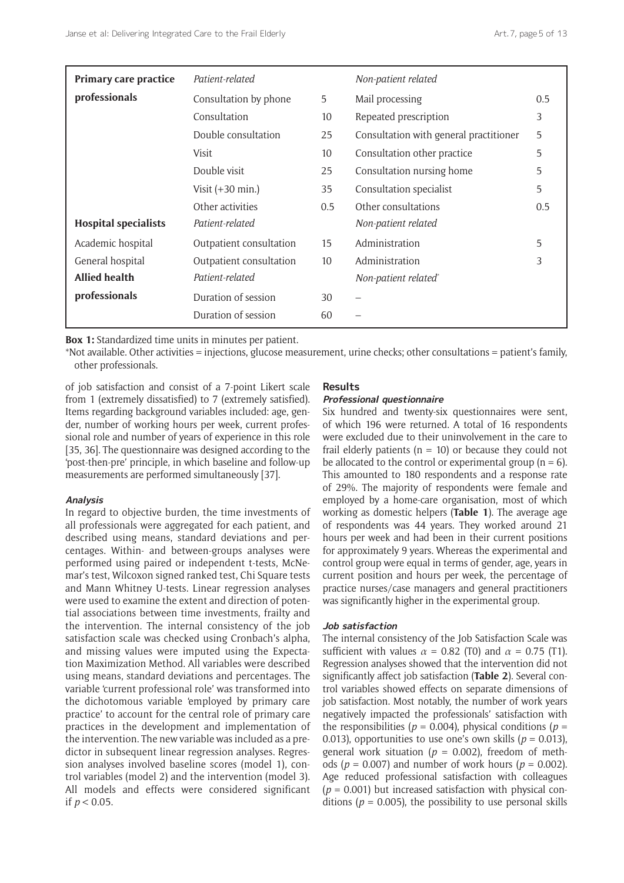| Primary care practice professionals | *Patient-related* | | *Non-patient related* | |
|---|---|---|---|---|
| | Consultation by phone | 5 | Mail processing | 0.5 |
| | Consultation | 10 | Repeated prescription | 3 |
| | Double consultation | 25 | Consultation with general practitioner | 5 |
| | Visit | 10 | Consultation other practice | 5 |
| | Double visit | 25 | Consultation nursing home | 5 |
| | Visit (+30 min.) | 35 | Consultation specialist | 5 |
| | Other activities | 0.5 | Other consultations | 0.5 |
| **Hospital specialists** | *Patient-related* | | *Non-patient related* | |
| Academic hospital | Outpatient consultation | 15 | Administration | 5 |
| General hospital | Outpatient consultation | 10 | Administration | 3 |
| **Allied health professionals** | *Patient-related* | | *Non-patient related*\* | |
| | Duration of session | 30 | – | |
| | Duration of session | 60 | – | |

**Box 1:** Standardized time units in minutes per patient.

\*Not available. Other activities = injections, glucose measurement, urine checks; other consultations = patient's family, other professionals.

of job satisfaction and consist of a 7-point Likert scale from 1 (extremely dissatisfied) to 7 (extremely satisfied). Items regarding background variables included: age, gender, number of working hours per week, current professional role and number of years of experience in this role [35, 36]. The questionnaire was designed according to the 'post-then-pre' principle, in which baseline and follow-up measurements are performed simultaneously [37].

### Analysis

In regard to objective burden, the time investments of all professionals were aggregated for each patient, and described using means, standard deviations and percentages. Within- and between-groups analyses were performed using paired or independent t-tests, McNemar's test, Wilcoxon signed ranked test, Chi Square tests and Mann Whitney U-tests. Linear regression analyses were used to examine the extent and direction of potential associations between time investments, frailty and the intervention. The internal consistency of the job satisfaction scale was checked using Cronbach's alpha, and missing values were imputed using the Expectation Maximization Method. All variables were described using means, standard deviations and percentages. The variable 'current professional role' was transformed into the dichotomous variable 'employed by primary care practice' to account for the central role of primary care practices in the development and implementation of the intervention. The new variable was included as a predictor in subsequent linear regression analyses. Regression analyses involved baseline scores (model 1), control variables (model 2) and the intervention (model 3). All models and effects were considered significant if $p < 0.05$.

## Results

### Professional questionnaire

Six hundred and twenty-six questionnaires were sent, of which 196 were returned. A total of 16 respondents were excluded due to their uninvolvement in the care to frail elderly patients (n = 10) or because they could not be allocated to the control or experimental group (n = 6). This amounted to 180 respondents and a response rate of 29%. The majority of respondents were female and employed by a home-care organisation, most of which working as domestic helpers (**Table 1**). The average age of respondents was 44 years. They worked around 21 hours per week and had been in their current positions for approximately 9 years. Whereas the experimental and control group were equal in terms of gender, age, years in current position and hours per week, the percentage of practice nurses/case managers and general practitioners was significantly higher in the experimental group.

### Job satisfaction

The internal consistency of the Job Satisfaction Scale was sufficient with values $\alpha = 0.82$ (T0) and $\alpha = 0.75$ (T1). Regression analyses showed that the intervention did not significantly affect job satisfaction (**Table 2**). Several control variables showed effects on separate dimensions of job satisfaction. Most notably, the number of work years negatively impacted the professionals' satisfaction with the responsibilities ($p = 0.004$), physical conditions ($p = 0.013$), opportunities to use one's own skills ($p = 0.013$), general work situation ($p = 0.002$), freedom of methods ($p = 0.007$) and number of work hours ($p = 0.002$). Age reduced professional satisfaction with colleagues ($p = 0.001$) but increased satisfaction with physical conditions ($p = 0.005$), the possibility to use personal skills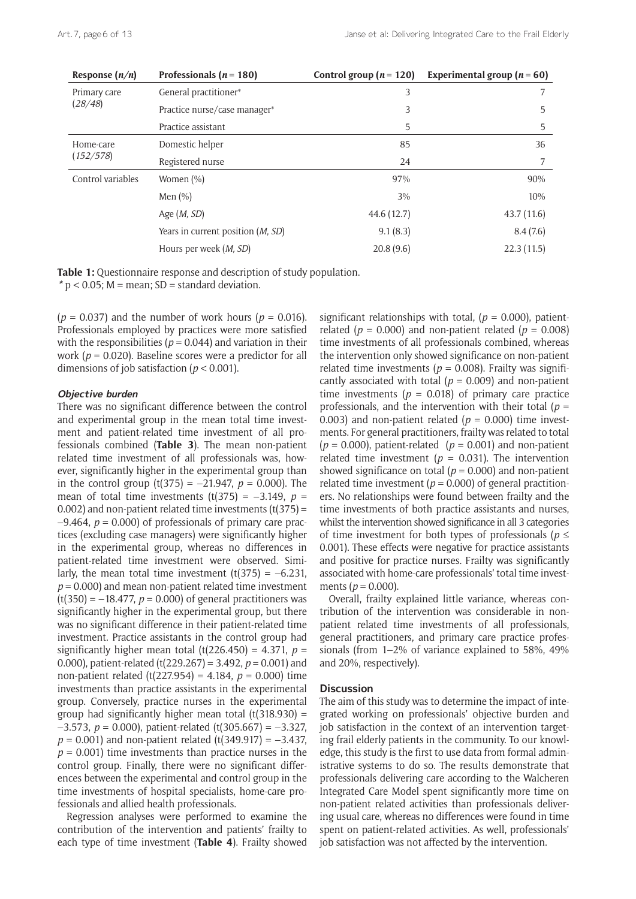| Response (*n/n*) | Professionals (*n* = 180) | Control group (*n* = 120) | Experimental group (*n* = 60) |
|---|---|---|---|
| Primary care (*28/48*) | General practitioner* | 3 | 7 |
| | Practice nurse/case manager* | 3 | 5 |
| | Practice assistant | 5 | 5 |
| Home-care (*152/578*) | Domestic helper | 85 | 36 |
| | Registered nurse | 24 | 7 |
| Control variables | Women (%) | 97% | 90% |
| | Men (%) | 3% | 10% |
| | Age (*M, SD*) | 44.6 (12.7) | 43.7 (11.6) |
| | Years in current position (*M, SD*) | 9.1 (8.3) | 8.4 (7.6) |
| | Hours per week (*M, SD*) | 20.8 (9.6) | 22.3 (11.5) |

**Table 1:** Questionnaire response and description of study population.
* $p < 0.05$; M = mean; SD = standard deviation.

($p = 0.037$) and the number of work hours ($p = 0.016$). Professionals employed by practices were more satisfied with the responsibilities ($p = 0.044$) and variation in their work ($p = 0.020$). Baseline scores were a predictor for all dimensions of job satisfaction ($p < 0.001$).

### *Objective burden*

There was no significant difference between the control and experimental group in the mean total time investment and patient-related time investment of all professionals combined (**Table 3**). The mean non-patient related time investment of all professionals was, however, significantly higher in the experimental group than in the control group ($t(375) = -21.947$, $p = 0.000$). The mean of total time investments ($t(375) = -3.149$, $p = 0.002$) and non-patient related time investments ($t(375) = -9.464$, $p = 0.000$) of professionals of primary care practices (excluding case managers) were significantly higher in the experimental group, whereas no differences in patient-related time investment were observed. Similarly, the mean total time investment ($t(375) = -6.231$, $p = 0.000$) and mean non-patient related time investment ($t(350) = -18.477$, $p = 0.000$) of general practitioners was significantly higher in the experimental group, but there was no significant difference in their patient-related time investment. Practice assistants in the control group had significantly higher mean total ($t(226.450) = 4.371$, $p = 0.000$), patient-related ($t(229.267) = 3.492$, $p = 0.001$) and non-patient related ($t(227.954) = 4.184$, $p = 0.000$) time investments than practice assistants in the experimental group. Conversely, practice nurses in the experimental group had significantly higher mean total ($t(318.930) = -3.573$, $p = 0.000$), patient-related ($t(305.667) = -3.327$, $p = 0.001$) and non-patient related ($t(349.917) = -3.437$, $p = 0.001$) time investments than practice nurses in the control group. Finally, there were no significant differences between the experimental and control group in the time investments of hospital specialists, home-care professionals and allied health professionals.

Regression analyses were performed to examine the contribution of the intervention and patients' frailty to each type of time investment (**Table 4**). Frailty showed significant relationships with total, ($p = 0.000$), patient-related ($p = 0.000$) and non-patient related ($p = 0.008$) time investments of all professionals combined, whereas the intervention only showed significance on non-patient related time investments ($p = 0.008$). Frailty was significantly associated with total ($p = 0.009$) and non-patient time investments ($p = 0.018$) of primary care practice professionals, and the intervention with their total ($p = 0.003$) and non-patient related ($p = 0.000$) time investments. For general practitioners, frailty was related to total ($p = 0.000$), patient-related ($p = 0.001$) and non-patient related time investment ($p = 0.031$). The intervention showed significance on total ($p = 0.000$) and non-patient related time investment ($p = 0.000$) of general practitioners. No relationships were found between frailty and the time investments of both practice assistants and nurses, whilst the intervention showed significance in all 3 categories of time investment for both types of professionals ($p \leq 0.001$). These effects were negative for practice assistants and positive for practice nurses. Frailty was significantly associated with home-care professionals' total time investments ($p = 0.000$).

Overall, frailty explained little variance, whereas contribution of the intervention was considerable in non-patient related time investments of all professionals, general practitioners, and primary care practice professionals (from 1–2% of variance explained to 58%, 49% and 20%, respectively).

## Discussion

The aim of this study was to determine the impact of integrated working on professionals' objective burden and job satisfaction in the context of an intervention targeting frail elderly patients in the community. To our knowledge, this study is the first to use data from formal administrative systems to do so. The results demonstrate that professionals delivering care according to the Walcheren Integrated Care Model spent significantly more time on non-patient related activities than professionals delivering usual care, whereas no differences were found in time spent on patient-related activities. As well, professionals' job satisfaction was not affected by the intervention.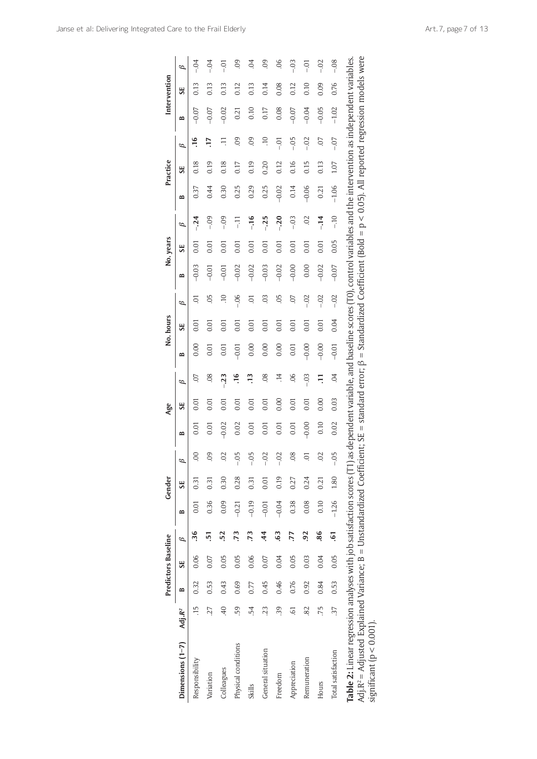| Dimensions (1–7) | Adj.$R^2$ | Predictors Baseline | | | Gender | | | Age | | | No. hours | | | No. years | | | Practice | | | Intervention | | |
|---|---|---|---|---|---|---|---|---|---|---|---|---|---|---|---|---|---|---|---|---|---|---|
| | | B | SE | β | B | SE | β | B | SE | β | B | SE | β | B | SE | β | B | SE | β | B | SE | β |
| Responsibility | .15 | 0.32 | 0.06 | **.36** | 0.01 | 0.31 | .00 | 0.01 | 0.01 | .07 | 0.00 | 0.01 | .01 | –0.03 | 0.01 | **–.24** | 0.37 | 0.18 | **.16** | –0.07 | 0.13 | –.04 |
| Variation | .27 | 0.53 | 0.07 | **.51** | 0.36 | 0.31 | .09 | 0.01 | 0.01 | .08 | 0.01 | 0.01 | .05 | –0.01 | 0.01 | –.09 | 0.44 | 0.19 | **.17** | –0.07 | 0.13 | –.04 |
| Colleagues | .40 | 0.43 | 0.05 | **.52** | 0.09 | 0.30 | .02 | –0.02 | 0.01 | **–.23** | 0.01 | 0.01 | .10 | –0.01 | 0.01 | –.09 | 0.30 | 0.18 | .11 | –0.02 | 0.13 | –.01 |
| Physical conditions | .59 | 0.69 | 0.05 | **.73** | –0.21 | 0.28 | –.05 | 0.02 | 0.01 | **.16** | –0.01 | 0.01 | –.06 | –0.02 | 0.01 | –.11 | 0.25 | 0.17 | .09 | 0.21 | 0.12 | .09 |
| Skills | .54 | 0.77 | 0.06 | **.73** | –0.19 | 0.31 | –.05 | 0.01 | 0.01 | **.13** | 0.00 | 0.01 | .01 | –0.02 | 0.01 | **–.16** | 0.29 | 0.19 | .09 | 0.10 | 0.13 | .04 |
| General situation | .23 | 0.45 | 0.07 | **.44** | –0.01 | 0.01 | –.02 | 0.01 | 0.01 | .08 | 0.00 | 0.01 | .03 | –0.03 | 0.01 | **–.25** | 0.25 | 0.20 | .10 | 0.17 | 0.14 | .09 |
| Freedom | .39 | 0.46 | 0.04 | **.63** | –0.04 | 0.19 | –.02 | 0.01 | 0.00 | .14 | 0.00 | 0.01 | .05 | –0.02 | 0.01 | **–.20** | –0.02 | 0.12 | –.01 | 0.08 | 0.08 | .06 |
| Appreciation | .61 | 0.76 | 0.05 | **.77** | 0.38 | 0.27 | .08 | 0.01 | 0.01 | .06 | 0.01 | 0.01 | .07 | –0.00 | 0.01 | –.03 | 0.14 | 0.16 | –.05 | –0.07 | 0.12 | –.03 |
| Remuneration | .82 | 0.92 | 0.03 | **.92** | 0.08 | 0.24 | .01 | –0.00 | 0.01 | –.03 | –0.00 | 0.01 | –.02 | 0.00 | 0.01 | .02 | –0.06 | 0.15 | –.02 | –0.04 | 0.10 | –.01 |
| Hours | .75 | 0.84 | 0.04 | **.86** | 0.10 | 0.21 | .02 | 0.10 | 0.00 | **.11** | –0.00 | 0.01 | –.02 | –0.02 | 0.01 | **–.14** | 0.21 | 0.13 | .07 | –0.05 | 0.09 | –.02 |
| Total satisfaction | .37 | 0.53 | 0.05 | **.61** | –1.26 | 1.80 | –.05 | 0.02 | 0.03 | .04 | –0.01 | 0.04 | –.02 | –0.07 | 0.05 | –.10 | –1.06 | 1.07 | –.07 | –1.02 | 0.76 | –.08 |

**Table 2:** Linear regression analyses with job satisfaction scores (T1) as dependent variable, and baseline scores (T0), control variables and the intervention as independent variables. Adj.$R^2$ = Adjusted Explained Variance; B = Unstandardized Coefficient; SE = standard error; β = Standardized Coefficient (Bold = $p < 0.05$). All reported regression models were significant ($p < 0.001$).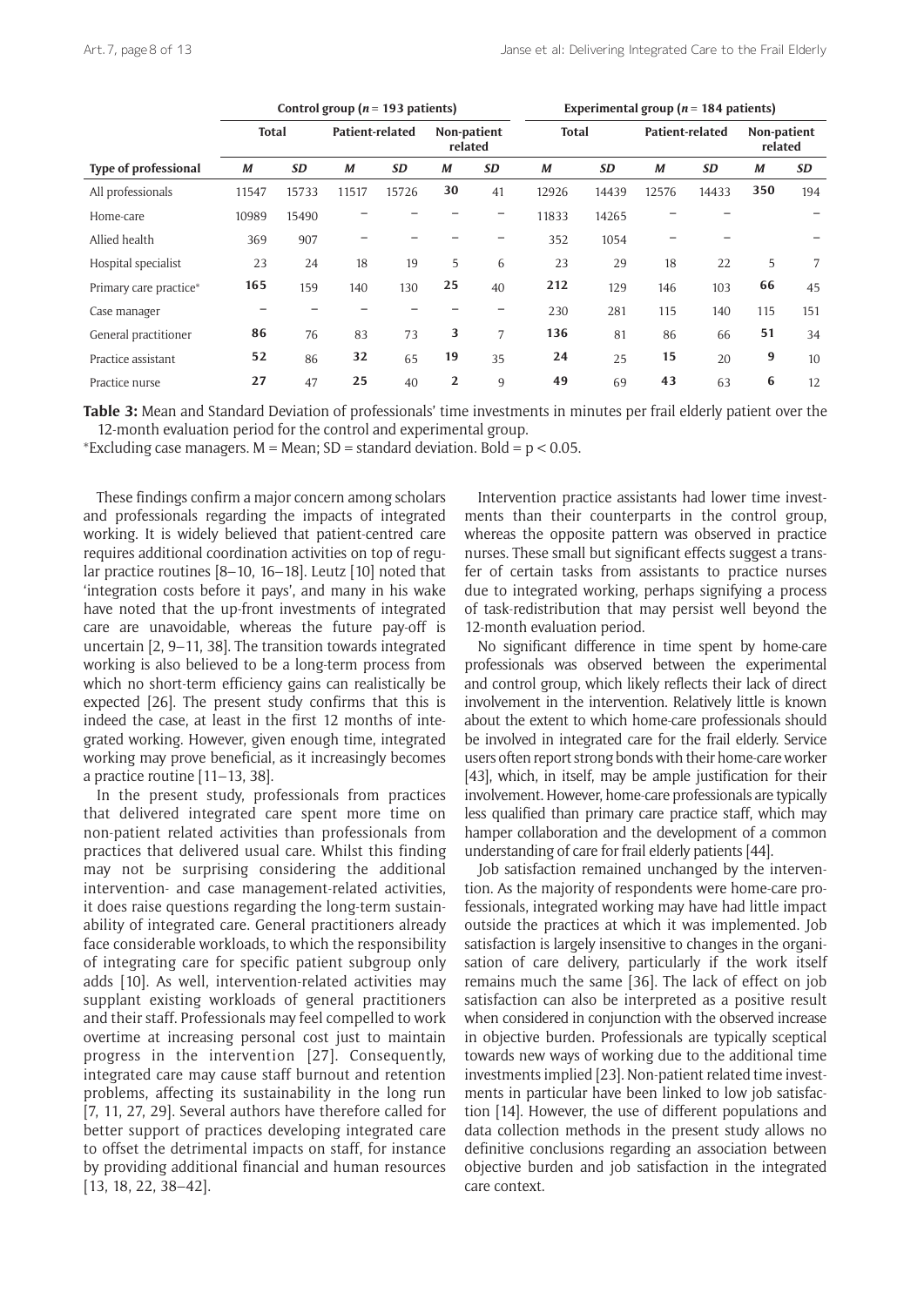| Type of professional | Control group ($n$ = 193 patients) | | | | | | Experimental group ($n$ = 184 patients) | | | | | |
|---|---|---|---|---|---|---|---|---|---|---|---|---|
| | Total | | Patient-related | | Non-patient related | | Total | | Patient-related | | Non-patient related | |
| | *M* | *SD* | *M* | *SD* | *M* | *SD* | *M* | *SD* | *M* | *SD* | *M* | *SD* |
| All professionals | 11547 | 15733 | 11517 | 15726 | **30** | 41 | 12926 | 14439 | 12576 | 14433 | **350** | 194 |
| Home-care | 10989 | 15490 | – | – | – | – | 11833 | 14265 | – | – | | – |
| Allied health | 369 | 907 | – | – | – | – | 352 | 1054 | – | – | | – |
| Hospital specialist | 23 | 24 | 18 | 19 | 5 | 6 | 23 | 29 | 18 | 22 | 5 | 7 |
| Primary care practice* | **165** | 159 | 140 | 130 | **25** | 40 | **212** | 129 | 146 | 103 | **66** | 45 |
| Case manager | – | – | – | – | – | – | 230 | 281 | 115 | 140 | 115 | 151 |
| General practitioner | **86** | 76 | 83 | 73 | **3** | 7 | **136** | 81 | 86 | 66 | **51** | 34 |
| Practice assistant | **52** | 86 | **32** | 65 | **19** | 35 | **24** | 25 | **15** | 20 | **9** | 10 |
| Practice nurse | **27** | 47 | **25** | 40 | **2** | 9 | **49** | 69 | **43** | 63 | **6** | 12 |

**Table 3:** Mean and Standard Deviation of professionals' time investments in minutes per frail elderly patient over the 12-month evaluation period for the control and experimental group.

*Excluding case managers. M = Mean; SD = standard deviation. Bold = $p < 0.05$.

These findings confirm a major concern among scholars and professionals regarding the impacts of integrated working. It is widely believed that patient-centred care requires additional coordination activities on top of regular practice routines [8–10, 16–18]. Leutz [10] noted that 'integration costs before it pays', and many in his wake have noted that the up-front investments of integrated care are unavoidable, whereas the future pay-off is uncertain [2, 9–11, 38]. The transition towards integrated working is also believed to be a long-term process from which no short-term efficiency gains can realistically be expected [26]. The present study confirms that this is indeed the case, at least in the first 12 months of integrated working. However, given enough time, integrated working may prove beneficial, as it increasingly becomes a practice routine [11–13, 38].

In the present study, professionals from practices that delivered integrated care spent more time on non-patient related activities than professionals from practices that delivered usual care. Whilst this finding may not be surprising considering the additional intervention- and case management-related activities, it does raise questions regarding the long-term sustainability of integrated care. General practitioners already face considerable workloads, to which the responsibility of integrating care for specific patient subgroup only adds [10]. As well, intervention-related activities may supplant existing workloads of general practitioners and their staff. Professionals may feel compelled to work overtime at increasing personal cost just to maintain progress in the intervention [27]. Consequently, integrated care may cause staff burnout and retention problems, affecting its sustainability in the long run [7, 11, 27, 29]. Several authors have therefore called for better support of practices developing integrated care to offset the detrimental impacts on staff, for instance by providing additional financial and human resources [13, 18, 22, 38–42].

Intervention practice assistants had lower time investments than their counterparts in the control group, whereas the opposite pattern was observed in practice nurses. These small but significant effects suggest a transfer of certain tasks from assistants to practice nurses due to integrated working, perhaps signifying a process of task-redistribution that may persist well beyond the 12-month evaluation period.

No significant difference in time spent by home-care professionals was observed between the experimental and control group, which likely reflects their lack of direct involvement in the intervention. Relatively little is known about the extent to which home-care professionals should be involved in integrated care for the frail elderly. Service users often report strong bonds with their home-care worker [43], which, in itself, may be ample justification for their involvement. However, home-care professionals are typically less qualified than primary care practice staff, which may hamper collaboration and the development of a common understanding of care for frail elderly patients [44].

Job satisfaction remained unchanged by the intervention. As the majority of respondents were home-care professionals, integrated working may have had little impact outside the practices at which it was implemented. Job satisfaction is largely insensitive to changes in the organisation of care delivery, particularly if the work itself remains much the same [36]. The lack of effect on job satisfaction can also be interpreted as a positive result when considered in conjunction with the observed increase in objective burden. Professionals are typically sceptical towards new ways of working due to the additional time investments implied [23]. Non-patient related time investments in particular have been linked to low job satisfaction [14]. However, the use of different populations and data collection methods in the present study allows no definitive conclusions regarding an association between objective burden and job satisfaction in the integrated care context.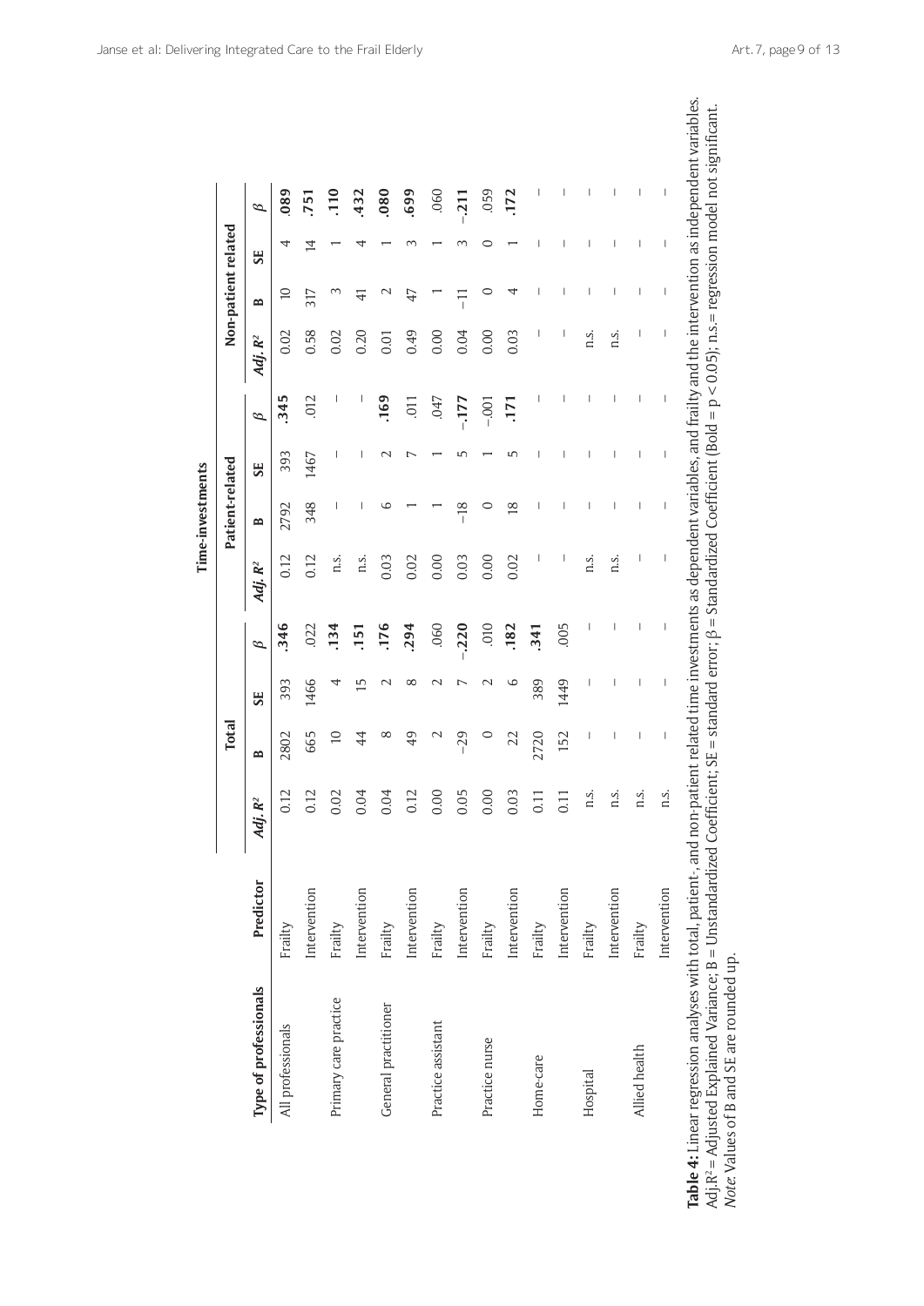| Type of professionals | Predictor | Time-investments | | | | | | | | | | | |
|---|---|---|---|---|---|---|---|---|---|---|---|---|---|
| | | Total | | | | Patient-related | | | | Non-patient related | | | |
| | | Adj. $R^2$ | B | SE | β | Adj. $R^2$ | B | SE | β | Adj. $R^2$ | B | SE | β |
| All professionals | Frailty | 0.12 | 2802 | 393 | **.346** | 0.12 | 2792 | 393 | **.345** | 0.02 | 10 | 4 | **.089** |
| | Intervention | 0.12 | 665 | 1466 | .022 | 0.12 | 348 | 1467 | .012 | 0.58 | 317 | 14 | **.751** |
| Primary care practice | Frailty | 0.02 | 10 | 4 | **.134** | n.s. | – | – | – | 0.02 | 3 | 1 | **.110** |
| | Intervention | 0.04 | 44 | 15 | **.151** | n.s. | – | – | – | 0.20 | 41 | 4 | **.432** |
| General practitioner | Frailty | 0.04 | 8 | 2 | **.176** | 0.03 | 6 | 2 | **.169** | 0.01 | 2 | 1 | **.080** |
| | Intervention | 0.12 | 49 | 8 | **.294** | 0.02 | 1 | 7 | .011 | 0.49 | 47 | 3 | **.699** |
| Practice assistant | Frailty | 0.00 | 2 | 2 | .060 | 0.00 | 1 | 1 | .047 | 0.00 | 1 | 1 | .060 |
| | Intervention | 0.05 | –29 | 7 | **–.220** | 0.03 | –18 | 5 | **–.177** | 0.04 | –11 | 3 | **–.211** |
| Practice nurse | Frailty | 0.00 | 0 | 2 | .010 | 0.00 | 0 | 1 | –.001 | 0.00 | 0 | 0 | .059 |
| | Intervention | 0.03 | 22 | 6 | **.182** | 0.02 | 18 | 5 | **.171** | 0.03 | 4 | 1 | **.172** |
| Home-care | Frailty | 0.11 | 2720 | 389 | **.341** | – | – | – | – | – | – | – | – |
| | Intervention | 0.11 | 152 | 1449 | .005 | – | – | – | – | – | – | – | – |
| Hospital | Frailty | n.s. | – | – | – | n.s. | – | – | – | n.s. | – | – | – |
| | Intervention | n.s. | – | – | – | n.s. | – | – | – | n.s. | – | – | – |
| Allied health | Frailty | n.s. | – | – | – | – | – | – | – | – | – | – | – |
| | Intervention | n.s. | – | – | – | – | – | – | – | – | – | – | – |

**Table 4:** Linear regression analyses with total, patient-, and non-patient related time investments as dependent variables, and frailty and the intervention as independent variables. Adj.$R^2$ = Adjusted Explained Variance; B = Unstandardized Coefficient; SE = standard error; β = Standardized Coefficient (Bold = $p < 0.05$); n.s.= regression model not significant.
*Note*. Values of B and SE are rounded up.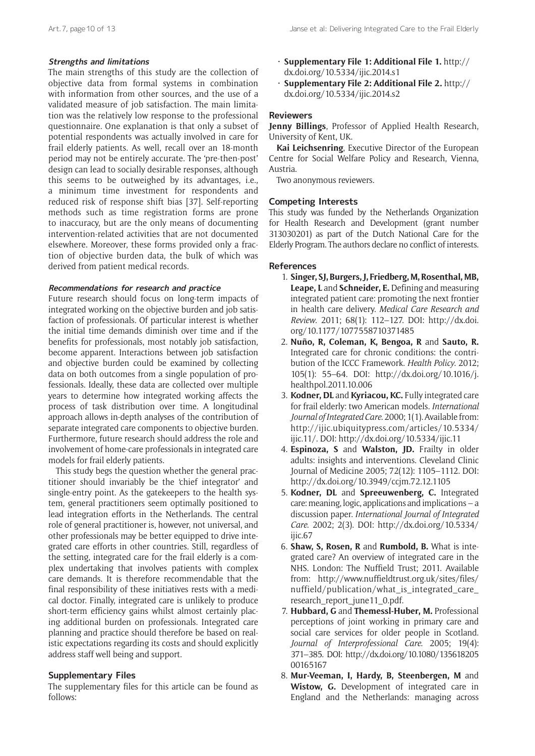#### Strengths and limitations

The main strengths of this study are the collection of objective data from formal systems in combination with information from other sources, and the use of a validated measure of job satisfaction. The main limitation was the relatively low response to the professional questionnaire. One explanation is that only a subset of potential respondents was actually involved in care for frail elderly patients. As well, recall over an 18-month period may not be entirely accurate. The 'pre-then-post' design can lead to socially desirable responses, although this seems to be outweighed by its advantages, i.e., a minimum time investment for respondents and reduced risk of response shift bias [37]. Self-reporting methods such as time registration forms are prone to inaccuracy, but are the only means of documenting intervention-related activities that are not documented elsewhere. Moreover, these forms provided only a fraction of objective burden data, the bulk of which was derived from patient medical records.

#### Recommendations for research and practice

Future research should focus on long-term impacts of integrated working on the objective burden and job satisfaction of professionals. Of particular interest is whether the initial time demands diminish over time and if the benefits for professionals, most notably job satisfaction, become apparent. Interactions between job satisfaction and objective burden could be examined by collecting data on both outcomes from a single population of professionals. Ideally, these data are collected over multiple years to determine how integrated working affects the process of task distribution over time. A longitudinal approach allows in-depth analyses of the contribution of separate integrated care components to objective burden. Furthermore, future research should address the role and involvement of home-care professionals in integrated care models for frail elderly patients.

This study begs the question whether the general practitioner should invariably be the 'chief integrator' and single-entry point. As the gatekeepers to the health system, general practitioners seem optimally positioned to lead integration efforts in the Netherlands. The central role of general practitioner is, however, not universal, and other professionals may be better equipped to drive integrated care efforts in other countries. Still, regardless of the setting, integrated care for the frail elderly is a complex undertaking that involves patients with complex care demands. It is therefore recommendable that the final responsibility of these initiatives rests with a medical doctor. Finally, integrated care is unlikely to produce short-term efficiency gains whilst almost certainly placing additional burden on professionals. Integrated care planning and practice should therefore be based on realistic expectations regarding its costs and should explicitly address staff well being and support.

### Supplementary Files

The supplementary files for this article can be found as follows:

- **Supplementary File 1: Additional File 1.** http://dx.doi.org/10.5334/ijic.2014.s1
- **Supplementary File 2: Additional File 2.** http://dx.doi.org/10.5334/ijic.2014.s2

### Reviewers

**Jenny Billings**, Professor of Applied Health Research, University of Kent, UK.

**Kai Leichsenring**, Executive Director of the European Centre for Social Welfare Policy and Research, Vienna, Austria.

Two anonymous reviewers.

### Competing Interests

This study was funded by the Netherlands Organization for Health Research and Development (grant number 313030201) as part of the Dutch National Care for the Elderly Program. The authors declare no conflict of interests.

### References

1. **Singer, SJ, Burgers, J, Friedberg, M, Rosenthal, MB, Leape, L** and **Schneider, E.** Defining and measuring integrated patient care: promoting the next frontier in health care delivery. *Medical Care Research and Review*. 2011; 68(1): 112–127. DOI: http://dx.doi.org/10.1177/1077558710371485
2. **Nuño, R, Coleman, K, Bengoa, R** and **Sauto, R.** Integrated care for chronic conditions: the contribution of the ICCC Framework. *Health Policy*. 2012; 105(1): 55–64. DOI: http://dx.doi.org/10.1016/j.healthpol.2011.10.006
3. **Kodner, DL** and **Kyriacou, KC.** Fully integrated care for frail elderly: two American models. *International Journal of Integrated Care*. 2000; 1(1). Available from: http://ijic.ubiquitypress.com/articles/10.5334/ijic.11/. DOI: http://dx.doi.org/10.5334/ijic.11
4. **Espinoza, S** and **Walston, JD.** Frailty in older adults: insights and interventions. Cleveland Clinic Journal of Medicine 2005; 72(12): 1105–1112. DOI: http://dx.doi.org/10.3949/ccjm.72.12.1105
5. **Kodner, DL** and **Spreeuwenberg, C.** Integrated care: meaning, logic, applications and implications – a discussion paper. *International Journal of Integrated Care*. 2002; 2(3). DOI: http://dx.doi.org/10.5334/ijic.67
6. **Shaw, S, Rosen, R** and **Rumbold, B.** What is integrated care? An overview of integrated care in the NHS. London: The Nuffield Trust; 2011. Available from: http://www.nuffieldtrust.org.uk/sites/files/nuffield/publication/what_is_integrated_care_research_report_june11_0.pdf.
7. **Hubbard, G** and **Themessl-Huber, M.** Professional perceptions of joint working in primary care and social care services for older people in Scotland. *Journal of Interprofessional Care*. 2005; 19(4): 371–385. DOI: http://dx.doi.org/10.1080/13561820500165167
8. **Mur-Veeman, I, Hardy, B, Steenbergen, M** and **Wistow, G.** Development of integrated care in England and the Netherlands: managing across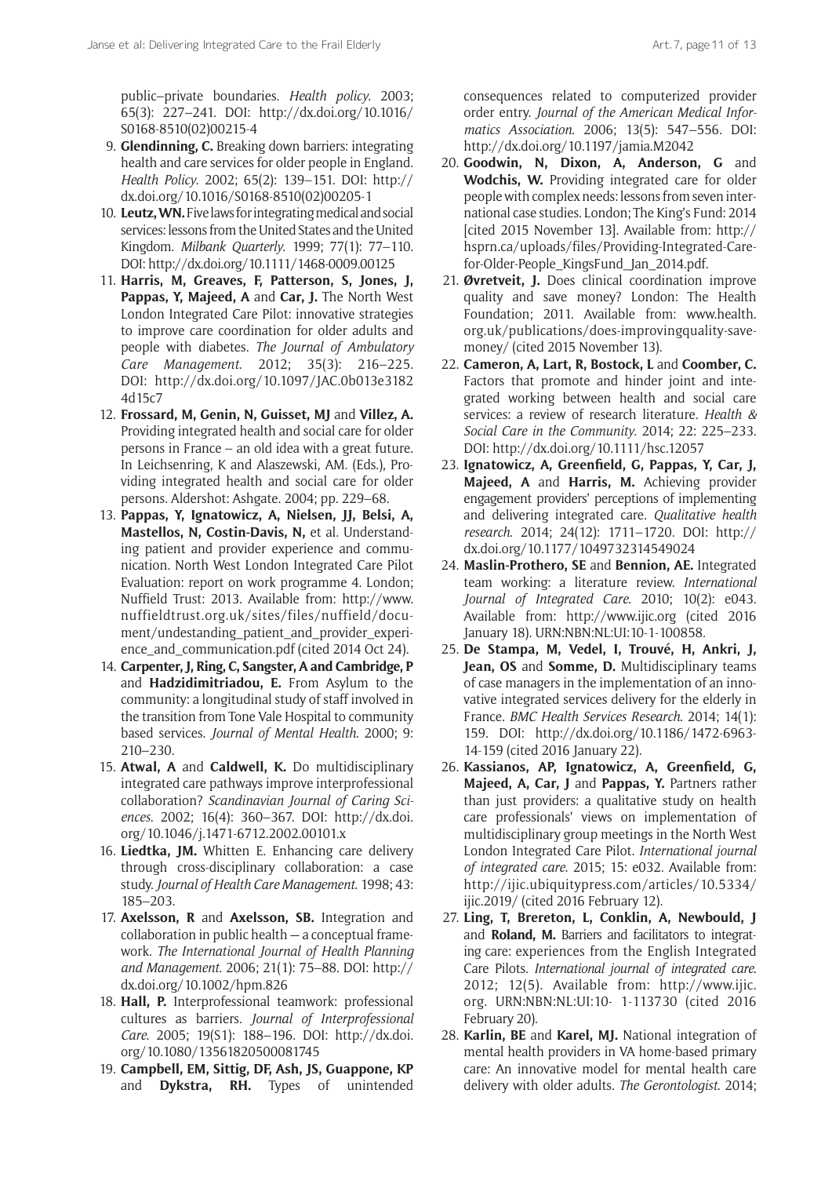public–private boundaries. *Health policy*. 2003; 65(3): 227–241. DOI: http://dx.doi.org/10.1016/S0168-8510(02)00215-4

9. **Glendinning, C.** Breaking down barriers: integrating health and care services for older people in England. *Health Policy*. 2002; 65(2): 139–151. DOI: http://dx.doi.org/10.1016/S0168-8510(02)00205-1
10. **Leutz, WN.** Five laws for integrating medical and social services: lessons from the United States and the United Kingdom. *Milbank Quarterly*. 1999; 77(1): 77–110. DOI: http://dx.doi.org/10.1111/1468-0009.00125
11. **Harris, M, Greaves, F, Patterson, S, Jones, J, Pappas, Y, Majeed, A** and **Car, J.** The North West London Integrated Care Pilot: innovative strategies to improve care coordination for older adults and people with diabetes. *The Journal of Ambulatory Care Management*. 2012; 35(3): 216–225. DOI: http://dx.doi.org/10.1097/JAC.0b013e31824d15c7
12. **Frossard, M, Genin, N, Guisset, MJ** and **Villez, A.** Providing integrated health and social care for older persons in France – an old idea with a great future. In Leichsenring, K and Alaszewski, AM. (Eds.), Providing integrated health and social care for older persons. Aldershot: Ashgate. 2004; pp. 229–68.
13. **Pappas, Y, Ignatowicz, A, Nielsen, JJ, Belsi, A, Mastellos, N, Costin-Davis, N,** et al. Understanding patient and provider experience and communication. North West London Integrated Care Pilot Evaluation: report on work programme 4. London; Nuffield Trust: 2013. Available from: http://www.nuffieldtrust.org.uk/sites/files/nuffield/document/undestanding_patient_and_provider_experience_and_communication.pdf (cited 2014 Oct 24).
14. **Carpenter, J, Ring, C, Sangster, A and Cambridge, P** and **Hadzidimitriadou, E.** From Asylum to the community: a longitudinal study of staff involved in the transition from Tone Vale Hospital to community based services. *Journal of Mental Health*. 2000; 9: 210–230.
15. **Atwal, A** and **Caldwell, K.** Do multidisciplinary integrated care pathways improve interprofessional collaboration? *Scandinavian Journal of Caring Sciences*. 2002; 16(4): 360–367. DOI: http://dx.doi.org/10.1046/j.1471-6712.2002.00101.x
16. **Liedtka, JM.** Whitten E. Enhancing care delivery through cross-disciplinary collaboration: a case study. *Journal of Health Care Management*. 1998; 43: 185–203.
17. **Axelsson, R** and **Axelsson, SB.** Integration and collaboration in public health — a conceptual framework. *The International Journal of Health Planning and Management*. 2006; 21(1): 75–88. DOI: http://dx.doi.org/10.1002/hpm.826
18. **Hall, P.** Interprofessional teamwork: professional cultures as barriers. *Journal of Interprofessional Care*. 2005; 19(S1): 188–196. DOI: http://dx.doi.org/10.1080/13561820500081745
19. **Campbell, EM, Sittig, DF, Ash, JS, Guappone, KP** and **Dykstra, RH.** Types of unintended consequences related to computerized provider order entry. *Journal of the American Medical Informatics Association*. 2006; 13(5): 547–556. DOI: http://dx.doi.org/10.1197/jamia.M2042
20. **Goodwin, N, Dixon, A, Anderson, G** and **Wodchis, W.** Providing integrated care for older people with complex needs: lessons from seven international case studies. London; The King's Fund: 2014 [cited 2015 November 13]. Available from: http://hsprn.ca/uploads/files/Providing-Integrated-Care-for-Older-People_KingsFund_Jan_2014.pdf.
21. **Øvretveit, J.** Does clinical coordination improve quality and save money? London: The Health Foundation; 2011. Available from: www.health.org.uk/publications/does-improvingquality-save-money/ (cited 2015 November 13).
22. **Cameron, A, Lart, R, Bostock, L** and **Coomber, C.** Factors that promote and hinder joint and integrated working between health and social care services: a review of research literature. *Health & Social Care in the Community*. 2014; 22: 225–233. DOI: http://dx.doi.org/10.1111/hsc.12057
23. **Ignatowicz, A, Greenfield, G, Pappas, Y, Car, J, Majeed, A** and **Harris, M.** Achieving provider engagement providers' perceptions of implementing and delivering integrated care. *Qualitative health research*. 2014; 24(12): 1711–1720. DOI: http://dx.doi.org/10.1177/1049732314549024
24. **Maslin-Prothero, SE** and **Bennion, AE.** Integrated team working: a literature review. *International Journal of Integrated Care*. 2010; 10(2): e043. Available from: http://www.ijic.org (cited 2016 January 18). URN:NBN:NL:UI:10-1-100858.
25. **De Stampa, M, Vedel, I, Trouvé, H, Ankri, J, Jean, OS** and **Somme, D.** Multidisciplinary teams of case managers in the implementation of an innovative integrated services delivery for the elderly in France. *BMC Health Services Research*. 2014; 14(1): 159. DOI: http://dx.doi.org/10.1186/1472-6963-14-159 (cited 2016 January 22).
26. **Kassianos, AP, Ignatowicz, A, Greenfield, G, Majeed, A, Car, J** and **Pappas, Y.** Partners rather than just providers: a qualitative study on health care professionals' views on implementation of multidisciplinary group meetings in the North West London Integrated Care Pilot. *International journal of integrated care*. 2015; 15: e032. Available from: http://ijic.ubiquitypress.com/articles/10.5334/ijic.2019/ (cited 2016 February 12).
27. **Ling, T, Brereton, L, Conklin, A, Newbould, J** and **Roland, M.** Barriers and facilitators to integrating care: experiences from the English Integrated Care Pilots. *International journal of integrated care*. 2012; 12(5). Available from: http://www.ijic.org. URN:NBN:NL:UI:10- 1-113730 (cited 2016 February 20).
28. **Karlin, BE** and **Karel, MJ.** National integration of mental health providers in VA home-based primary care: An innovative model for mental health care delivery with older adults. *The Gerontologist*. 2014;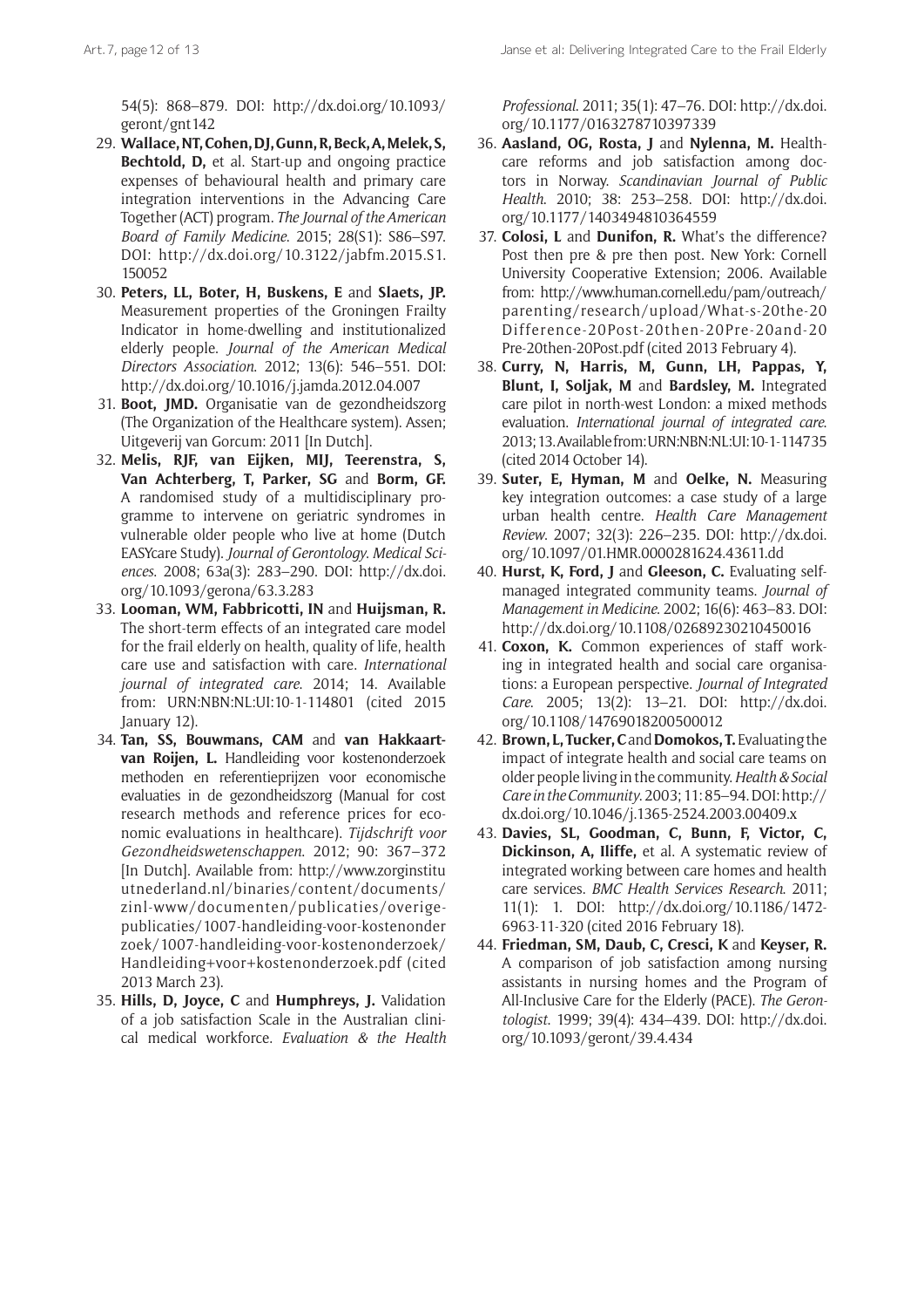54(5): 868–879. DOI: http://dx.doi.org/10.1093/geront/gnt142

29. **Wallace, NT, Cohen, DJ, Gunn, R, Beck, A, Melek, S, Bechtold, D,** et al. Start-up and ongoing practice expenses of behavioural health and primary care integration interventions in the Advancing Care Together (ACT) program. *The Journal of the American Board of Family Medicine*. 2015; 28(S1): S86–S97. DOI: http://dx.doi.org/10.3122/jabfm.2015.S1.150052
30. **Peters, LL, Boter, H, Buskens, E** and **Slaets, JP.** Measurement properties of the Groningen Frailty Indicator in home-dwelling and institutionalized elderly people. *Journal of the American Medical Directors Association*. 2012; 13(6): 546–551. DOI: http://dx.doi.org/10.1016/j.jamda.2012.04.007
31. **Boot, JMD.** Organisatie van de gezondheidszorg (The Organization of the Healthcare system). Assen; Uitgeverij van Gorcum: 2011 [In Dutch].
32. **Melis, RJF, van Eijken, MIJ, Teerenstra, S, Van Achterberg, T, Parker, SG** and **Borm, GF.** A randomised study of a multidisciplinary programme to intervene on geriatric syndromes in vulnerable older people who live at home (Dutch EASYcare Study). *Journal of Gerontology. Medical Sciences*. 2008; 63a(3): 283–290. DOI: http://dx.doi.org/10.1093/gerona/63.3.283
33. **Looman, WM, Fabbricotti, IN** and **Huijsman, R.** The short-term effects of an integrated care model for the frail elderly on health, quality of life, health care use and satisfaction with care. *International journal of integrated care*. 2014; 14. Available from: URN:NBN:NL:UI:10-1-114801 (cited 2015 January 12).
34. **Tan, SS, Bouwmans, CAM** and **van Hakkaart-van Roijen, L.** Handleiding voor kostenonderzoek methoden en referentieprijzen voor economische evaluaties in de gezondheidszorg (Manual for cost research methods and reference prices for economic evaluations in healthcare). *Tijdschrift voor Gezondheidswetenschappen*. 2012; 90: 367–372 [In Dutch]. Available from: http://www.zorginstituutnederland.nl/binaries/content/documents/zinl-www/documenten/publicaties/overige-publicaties/1007-handleiding-voor-kostenonderzoek/1007-handleiding-voor-kostenonderzoek/Handleiding+voor+kostenonderzoek.pdf (cited 2013 March 23).
35. **Hills, D, Joyce, C** and **Humphreys, J.** Validation of a job satisfaction Scale in the Australian clinical medical workforce. *Evaluation & the Health Professional*. 2011; 35(1): 47–76. DOI: http://dx.doi.org/10.1177/0163278710397339
36. **Aasland, OG, Rosta, J** and **Nylenna, M.** Healthcare reforms and job satisfaction among doctors in Norway. *Scandinavian Journal of Public Health*. 2010; 38: 253–258. DOI: http://dx.doi.org/10.1177/1403494810364559
37. **Colosi, L** and **Dunifon, R.** What's the difference? Post then pre & pre then post. New York: Cornell University Cooperative Extension; 2006. Available from: http://www.human.cornell.edu/pam/outreach/parenting/research/upload/What-s-20the-20Difference-20Post-20then-20Pre-20and-20Pre-20then-20Post.pdf (cited 2013 February 4).
38. **Curry, N, Harris, M, Gunn, LH, Pappas, Y, Blunt, I, Soljak, M** and **Bardsley, M.** Integrated care pilot in north-west London: a mixed methods evaluation. *International journal of integrated care*. 2013; 13. Available from: URN:NBN:NL:UI:10-1-114735 (cited 2014 October 14).
39. **Suter, E, Hyman, M** and **Oelke, N.** Measuring key integration outcomes: a case study of a large urban health centre. *Health Care Management Review*. 2007; 32(3): 226–235. DOI: http://dx.doi.org/10.1097/01.HMR.0000281624.43611.dd
40. **Hurst, K, Ford, J** and **Gleeson, C.** Evaluating self-managed integrated community teams. *Journal of Management in Medicine*. 2002; 16(6): 463–83. DOI: http://dx.doi.org/10.1108/02689230210450016
41. **Coxon, K.** Common experiences of staff working in integrated health and social care organisations: a European perspective. *Journal of Integrated Care*. 2005; 13(2): 13–21. DOI: http://dx.doi.org/10.1108/14769018200500012
42. **Brown, L, Tucker, C** and **Domokos, T.** Evaluating the impact of integrate health and social care teams on older people living in the community. *Health & Social Care in the Community*. 2003; 11: 85–94. DOI: http://dx.doi.org/10.1046/j.1365-2524.2003.00409.x
43. **Davies, SL, Goodman, C, Bunn, F, Victor, C, Dickinson, A, Iliffe,** et al. A systematic review of integrated working between care homes and health care services. *BMC Health Services Research*. 2011; 11(1): 1. DOI: http://dx.doi.org/10.1186/1472-6963-11-320 (cited 2016 February 18).
44. **Friedman, SM, Daub, C, Cresci, K** and **Keyser, R.** A comparison of job satisfaction among nursing assistants in nursing homes and the Program of All-Inclusive Care for the Elderly (PACE). *The Gerontologist*. 1999; 39(4): 434–439. DOI: http://dx.doi.org/10.1093/geront/39.4.434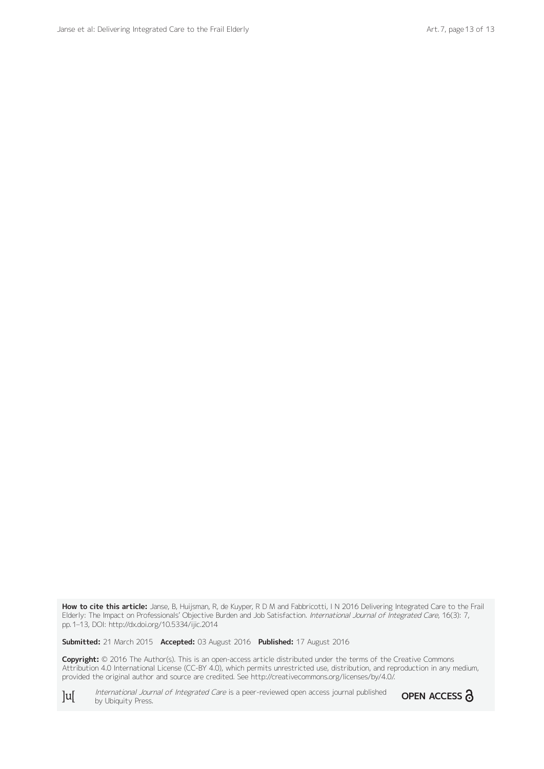**How to cite this article:** Janse, B, Huijsman, R, de Kuyper, R D M and Fabbricotti, I N 2016 Delivering Integrated Care to the Frail Elderly: The Impact on Professionals' Objective Burden and Job Satisfaction. *International Journal of Integrated Care*, 16(3): 7, pp. 1–13, DOI: http://dx.doi.org/10.5334/ijic.2014

**Submitted:** 21 March 2015 **Accepted:** 03 August 2016 **Published:** 17 August 2016

**Copyright:** © 2016 The Author(s). This is an open-access article distributed under the terms of the Creative Commons Attribution 4.0 International License (CC-BY 4.0), which permits unrestricted use, distribution, and reproduction in any medium, provided the original author and source are credited. See http://creativecommons.org/licenses/by/4.0/.

*International Journal of Integrated Care* is a peer-reviewed open access journal published by Ubiquity Press.

**OPEN ACCESS**